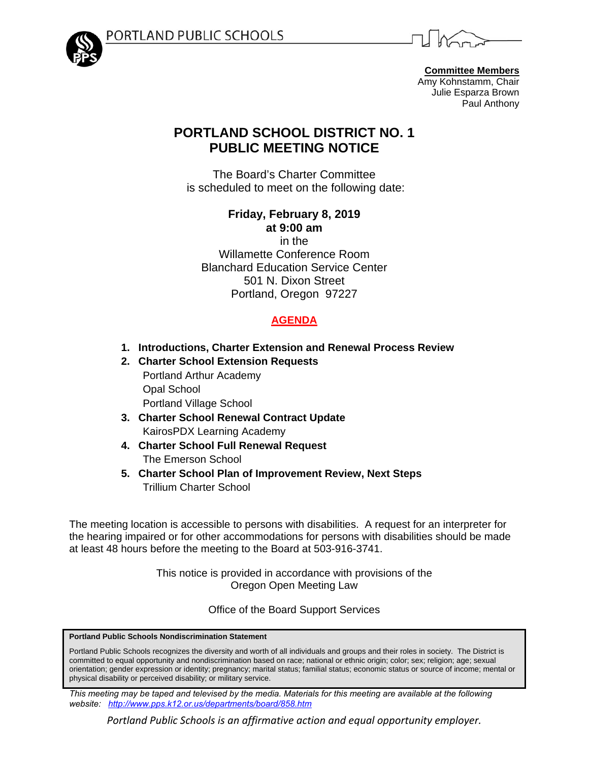PORTLAND PUBLIC SCHOOLS

**Committee Members**
Amy Kohnstamm, Chair
Julie Esparza Brown
Paul Anthony

# PORTLAND SCHOOL DISTRICT NO. 1
# PUBLIC MEETING NOTICE

The Board's Charter Committee
is scheduled to meet on the following date:

**Friday, February 8, 2019**
**at 9:00 am**
in the
Willamette Conference Room
Blanchard Education Service Center
501 N. Dixon Street
Portland, Oregon 97227

## AGENDA

1. **Introductions, Charter Extension and Renewal Process Review**
2. **Charter School Extension Requests**
   Portland Arthur Academy
   Opal School
   Portland Village School
3. **Charter School Renewal Contract Update**
   KairosPDX Learning Academy
4. **Charter School Full Renewal Request**
   The Emerson School
5. **Charter School Plan of Improvement Review, Next Steps**
   Trillium Charter School

The meeting location is accessible to persons with disabilities. A request for an interpreter for the hearing impaired or for other accommodations for persons with disabilities should be made at least 48 hours before the meeting to the Board at 503-916-3741.

This notice is provided in accordance with provisions of the Oregon Open Meeting Law

Office of the Board Support Services

**Portland Public Schools Nondiscrimination Statement**

Portland Public Schools recognizes the diversity and worth of all individuals and groups and their roles in society. The District is committed to equal opportunity and nondiscrimination based on race; national or ethnic origin; color; sex; religion; age; sexual orientation; gender expression or identity; pregnancy; marital status; familial status; economic status or source of income; mental or physical disability or perceived disability; or military service.

*This meeting may be taped and televised by the media. Materials for this meeting are available at the following website: http://www.pps.k12.or.us/departments/board/858.htm*

*Portland Public Schools is an affirmative action and equal opportunity employer.*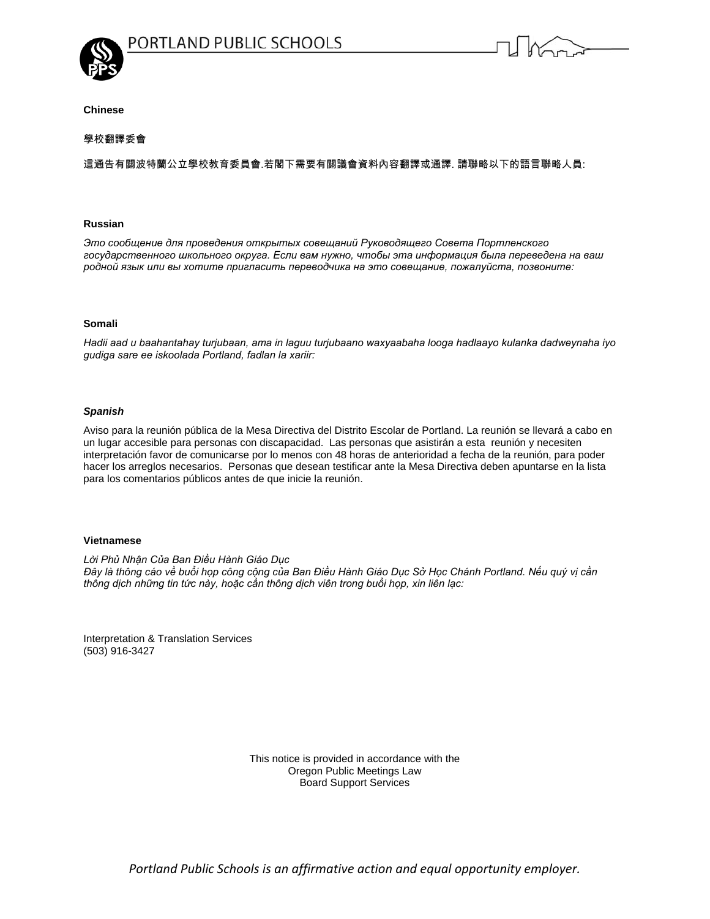**Chinese**

學校翻譯委會

這通告有關波特蘭公立學校教育委員會.若閣下需要有關議會資料內容翻譯或通譯. 請聯略以下的語言聯略人員:

**Russian**

*Это сообщение для проведения открытых совещаний Руководящего Совета Портленского государственного школьного округа. Если вам нужно, чтобы эта информация была переведена на ваш родной язык или вы хотите пригласить переводчика на это совещание, пожалуйста, позвоните:*

**Somali**

*Hadii aad u baahantahay turjubaan, ama in laguu turjubaano waxyaabaha looga hadlaayo kulanka dadweynaha iyo gudiga sare ee iskoolada Portland, fadlan la xariir:*

***Spanish***

Aviso para la reunión pública de la Mesa Directiva del Distrito Escolar de Portland. La reunión se llevará a cabo en un lugar accesible para personas con discapacidad. Las personas que asistirán a esta reunión y necesiten interpretación favor de comunicarse por lo menos con 48 horas de anterioridad a fecha de la reunión, para poder hacer los arreglos necesarios. Personas que desean testificar ante la Mesa Directiva deben apuntarse en la lista para los comentarios públicos antes de que inicie la reunión.

**Vietnamese**

*Lời Phủ Nhận Của Ban Điều Hành Giáo Dục*
*Đây là thông cáo về buổi họp công cộng của Ban Điều Hành Giáo Dục Sở Học Chánh Portland. Nếu quý vị cần thông dịch những tin tức này, hoặc cần thông dịch viên trong buổi họp, xin liên lạc:*

Interpretation & Translation Services
(503) 916-3427

This notice is provided in accordance with the
Oregon Public Meetings Law
Board Support Services

*Portland Public Schools is an affirmative action and equal opportunity employer.*